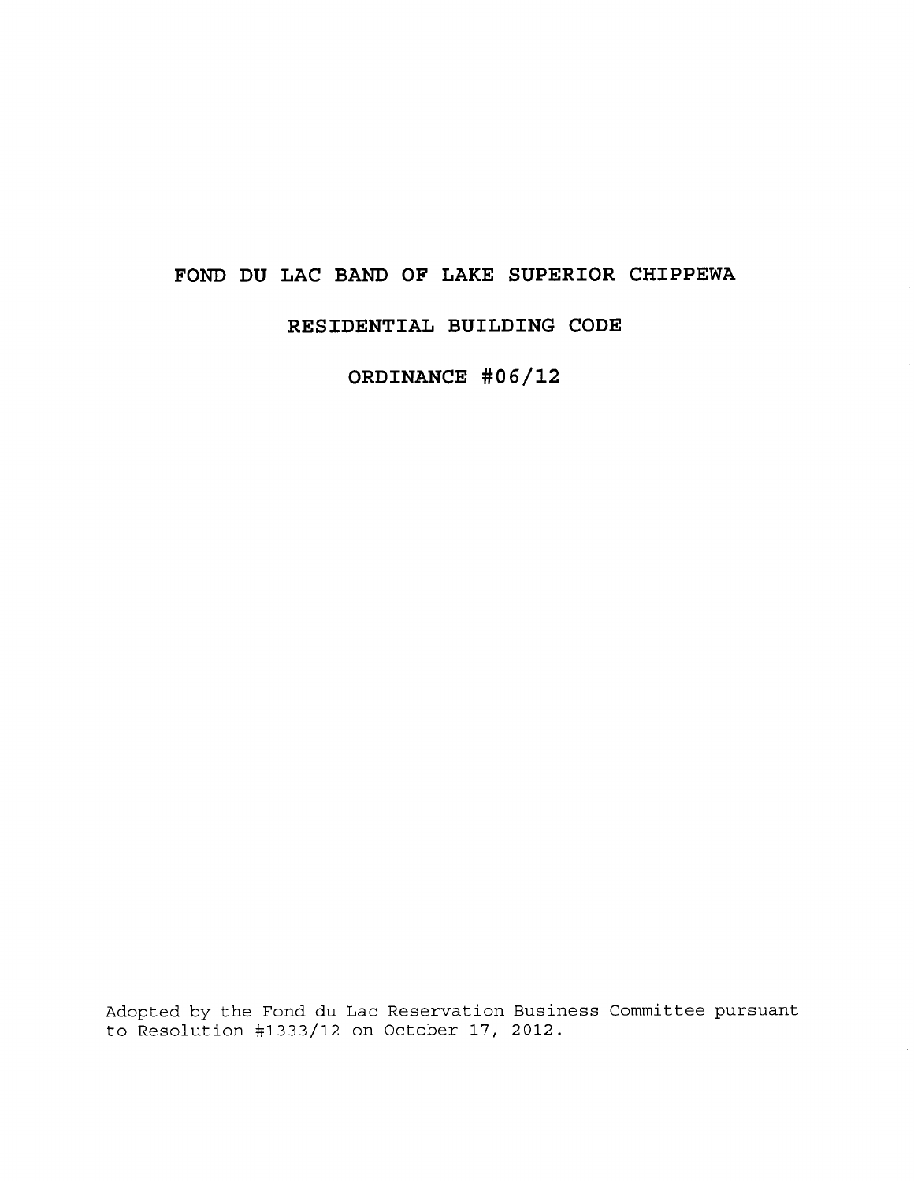# FOND DU LAC BAND OF LAKE SUPERIOR CHIPPEWA

## RESIDENTIAL BUILDING CODE

## ORDINANCE #06/12

Adopted by the Fond du Lac Reservation Business Committee pursuant to Resolution #1333/12 on October 17, 2012.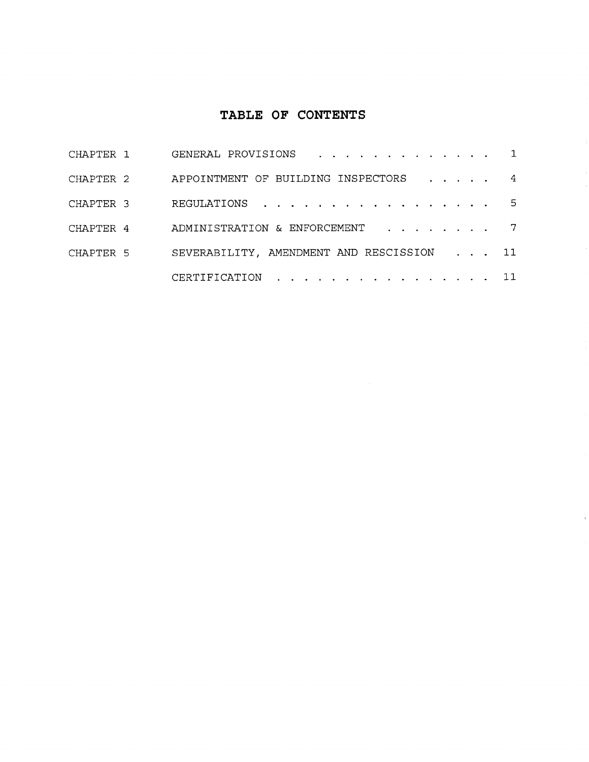# TABLE OF CONTENTS

| | | |
|---|---|---|
| CHAPTER 1 | GENERAL PROVISIONS | 1 |
| CHAPTER 2 | APPOINTMENT OF BUILDING INSPECTORS | 4 |
| CHAPTER 3 | REGULATIONS | 5 |
| CHAPTER 4 | ADMINISTRATION & ENFORCEMENT | 7 |
| CHAPTER 5 | SEVERABILITY, AMENDMENT AND RESCISSION | 11 |
| | CERTIFICATION | 11 |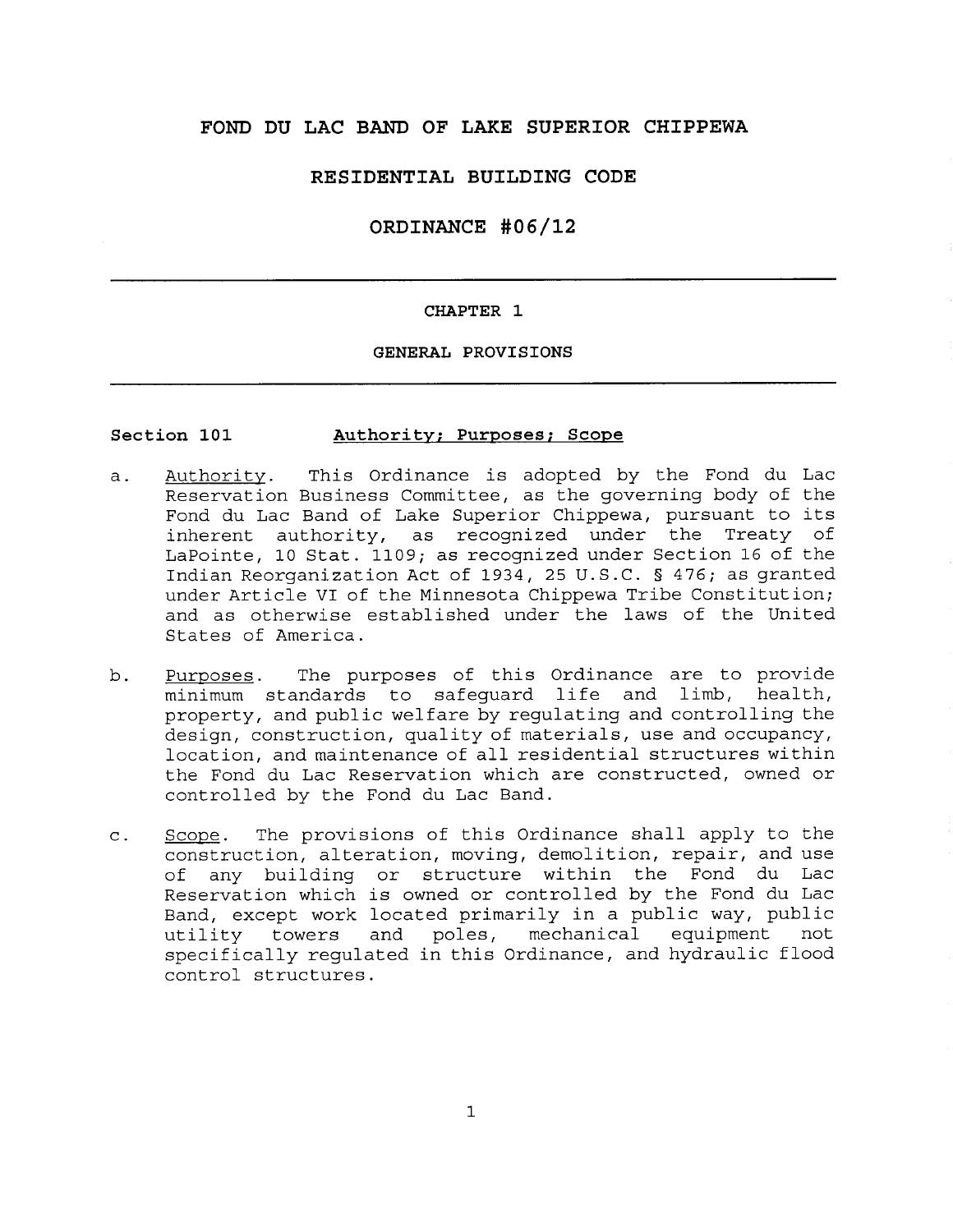# FOND DU LAC BAND OF LAKE SUPERIOR CHIPPEWA

# RESIDENTIAL BUILDING CODE

# ORDINANCE #06/12

---

## CHAPTER 1

## GENERAL PROVISIONS

---

### Section 101 Authority; Purposes; Scope

a. Authority. This Ordinance is adopted by the Fond du Lac Reservation Business Committee, as the governing body of the Fond du Lac Band of Lake Superior Chippewa, pursuant to its inherent authority, as recognized under the Treaty of LaPointe, 10 Stat. 1109; as recognized under Section 16 of the Indian Reorganization Act of 1934, 25 U.S.C. § 476; as granted under Article VI of the Minnesota Chippewa Tribe Constitution; and as otherwise established under the laws of the United States of America.

b. Purposes. The purposes of this Ordinance are to provide minimum standards to safeguard life and limb, health, property, and public welfare by regulating and controlling the design, construction, quality of materials, use and occupancy, location, and maintenance of all residential structures within the Fond du Lac Reservation which are constructed, owned or controlled by the Fond du Lac Band.

c. Scope. The provisions of this Ordinance shall apply to the construction, alteration, moving, demolition, repair, and use of any building or structure within the Fond du Lac Reservation which is owned or controlled by the Fond du Lac Band, except work located primarily in a public way, public utility towers and poles, mechanical equipment not specifically regulated in this Ordinance, and hydraulic flood control structures.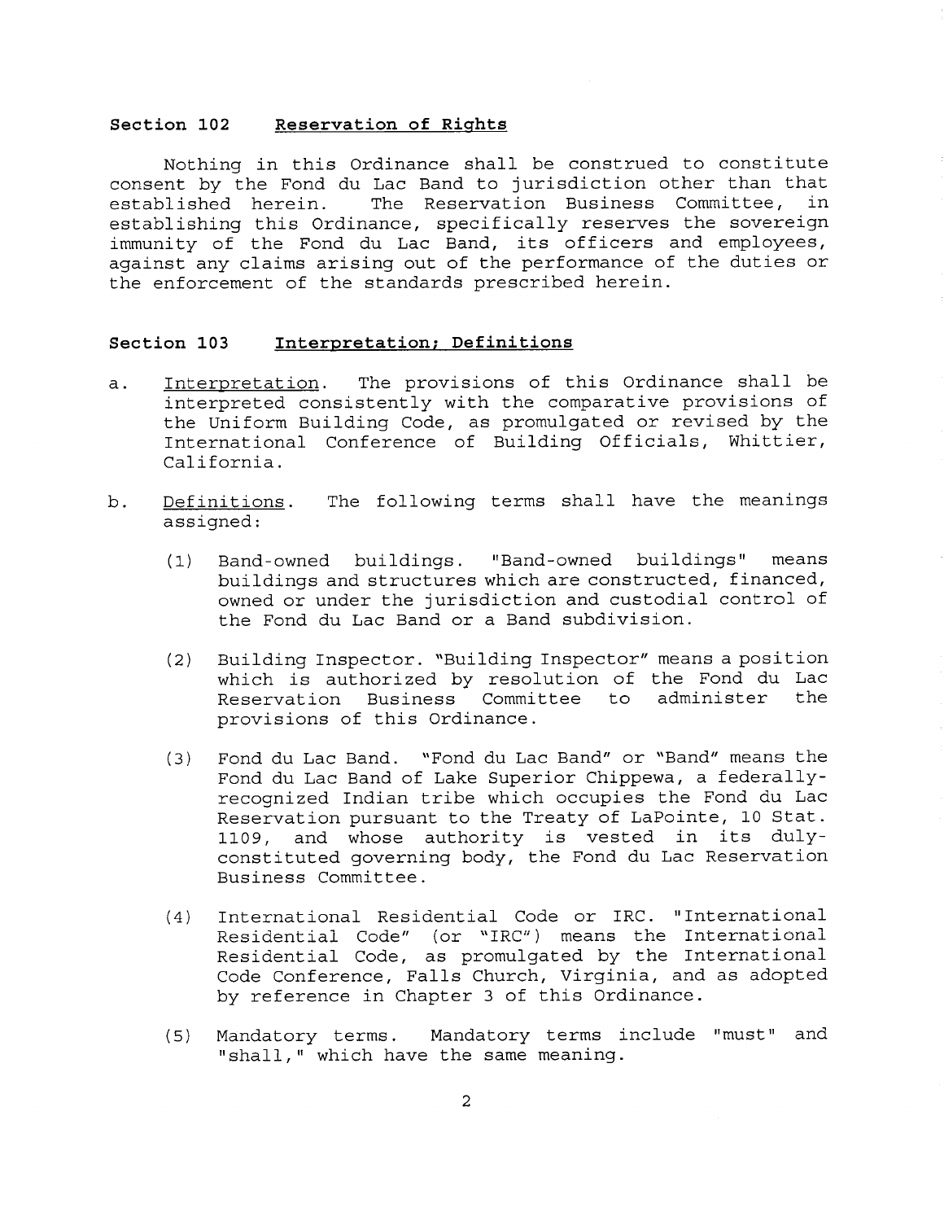### Section 102 Reservation of Rights

Nothing in this Ordinance shall be construed to constitute consent by the Fond du Lac Band to jurisdiction other than that established herein. The Reservation Business Committee, in establishing this Ordinance, specifically reserves the sovereign immunity of the Fond du Lac Band, its officers and employees, against any claims arising out of the performance of the duties or the enforcement of the standards prescribed herein.

### Section 103 Interpretation; Definitions

a. Interpretation. The provisions of this Ordinance shall be interpreted consistently with the comparative provisions of the Uniform Building Code, as promulgated or revised by the International Conference of Building Officials, Whittier, California.

b. Definitions. The following terms shall have the meanings assigned:

(1) Band-owned buildings. "Band-owned buildings" means buildings and structures which are constructed, financed, owned or under the jurisdiction and custodial control of the Fond du Lac Band or a Band subdivision.

(2) Building Inspector. "Building Inspector" means a position which is authorized by resolution of the Fond du Lac Reservation Business Committee to administer the provisions of this Ordinance.

(3) Fond du Lac Band. "Fond du Lac Band" or "Band" means the Fond du Lac Band of Lake Superior Chippewa, a federally-recognized Indian tribe which occupies the Fond du Lac Reservation pursuant to the Treaty of LaPointe, 10 Stat. 1109, and whose authority is vested in its duly-constituted governing body, the Fond du Lac Reservation Business Committee.

(4) International Residential Code or IRC. "International Residential Code" (or "IRC") means the International Residential Code, as promulgated by the International Code Conference, Falls Church, Virginia, and as adopted by reference in Chapter 3 of this Ordinance.

(5) Mandatory terms. Mandatory terms include "must" and "shall," which have the same meaning.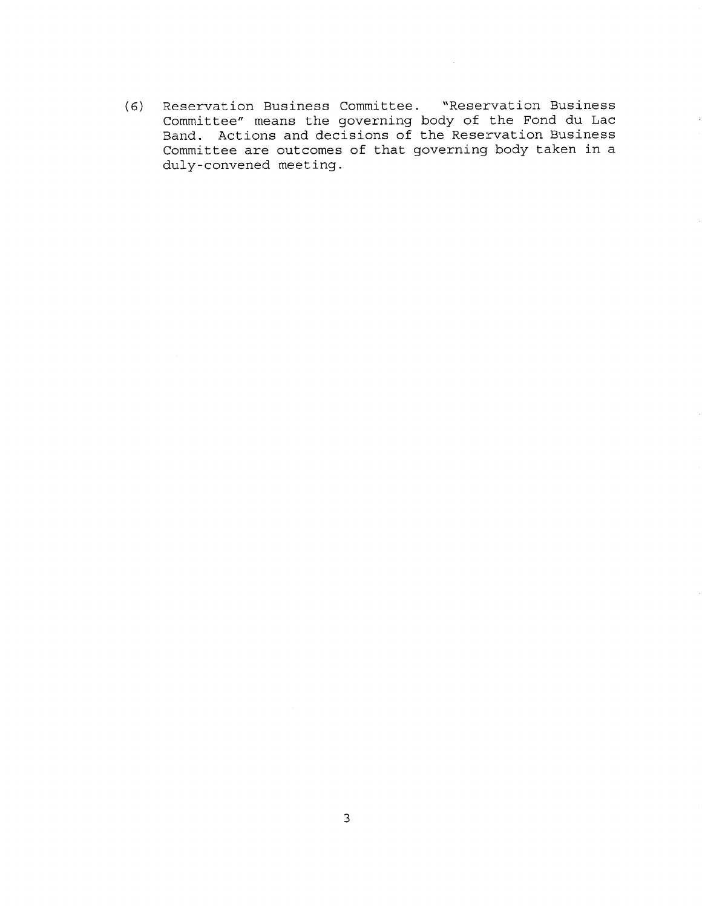(6) Reservation Business Committee. "Reservation Business Committee" means the governing body of the Fond du Lac Band. Actions and decisions of the Reservation Business Committee are outcomes of that governing body taken in a duly-convened meeting.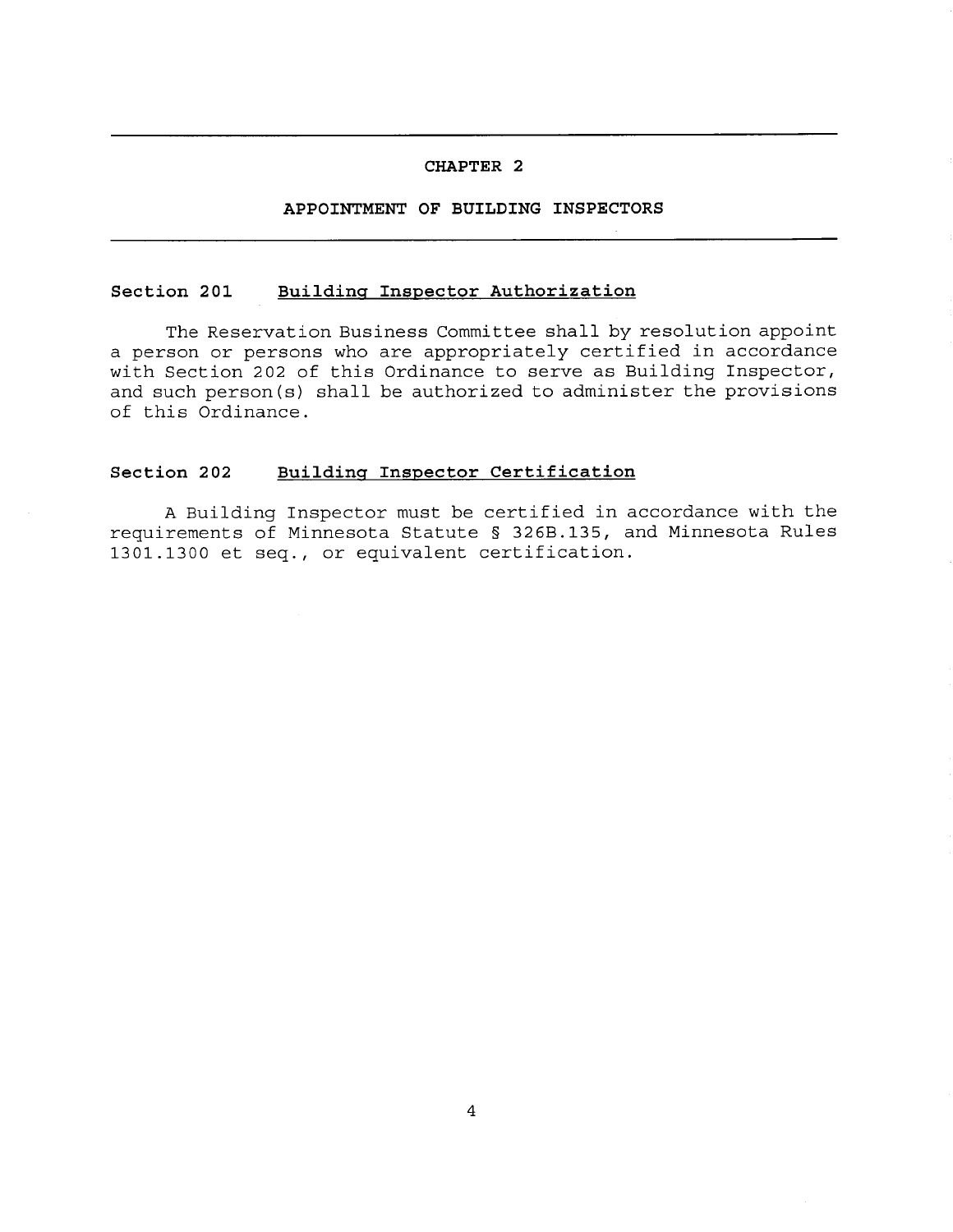## CHAPTER 2

## APPOINTMENT OF BUILDING INSPECTORS

### Section 201 Building Inspector Authorization

The Reservation Business Committee shall by resolution appoint a person or persons who are appropriately certified in accordance with Section 202 of this Ordinance to serve as Building Inspector, and such person(s) shall be authorized to administer the provisions of this Ordinance.

### Section 202 Building Inspector Certification

A Building Inspector must be certified in accordance with the requirements of Minnesota Statute § 326B.135, and Minnesota Rules 1301.1300 et seq., or equivalent certification.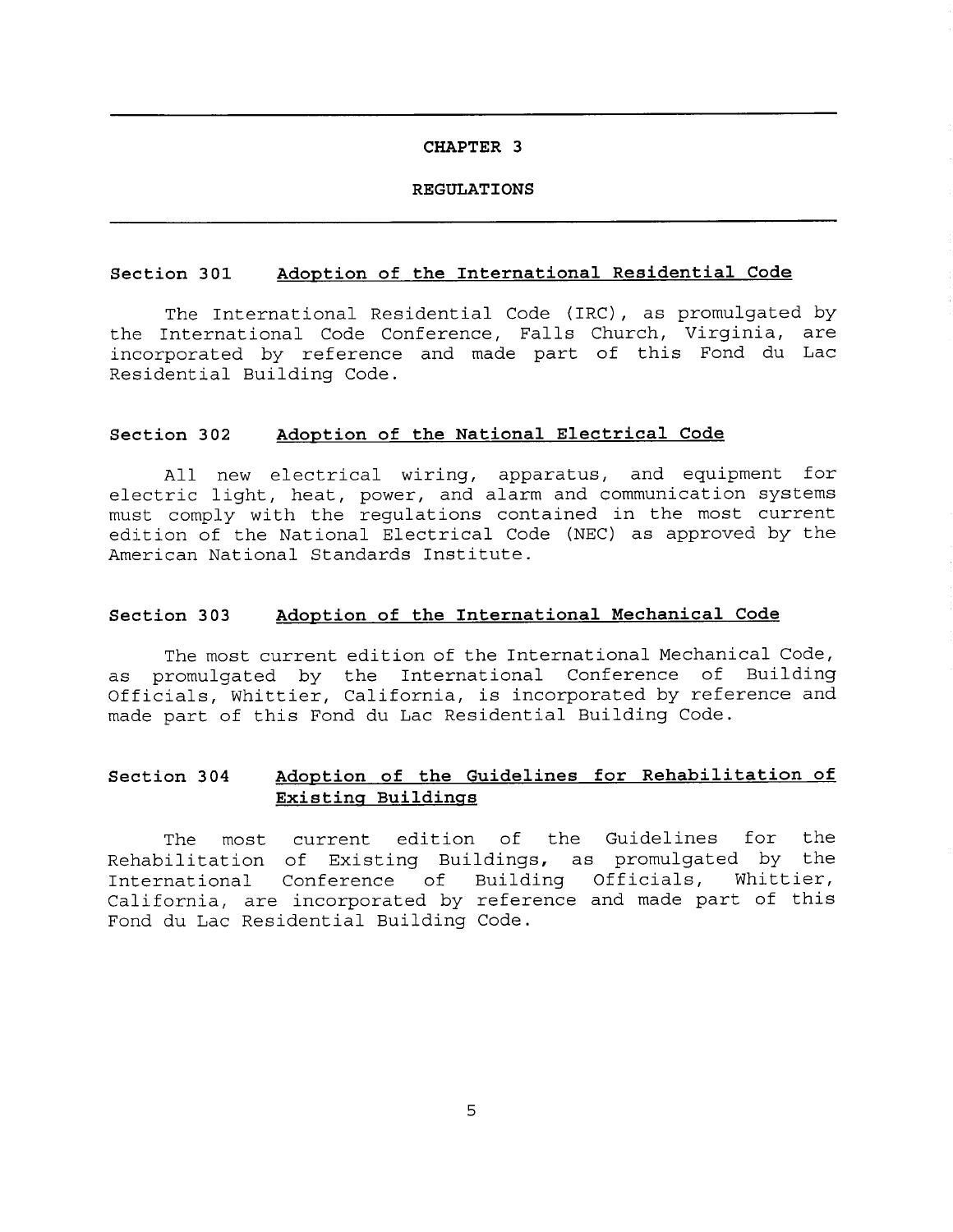# CHAPTER 3

# REGULATIONS

## Section 301 Adoption of the International Residential Code

The International Residential Code (IRC), as promulgated by the International Code Conference, Falls Church, Virginia, are incorporated by reference and made part of this Fond du Lac Residential Building Code.

## Section 302 Adoption of the National Electrical Code

All new electrical wiring, apparatus, and equipment for electric light, heat, power, and alarm and communication systems must comply with the regulations contained in the most current edition of the National Electrical Code (NEC) as approved by the American National Standards Institute.

## Section 303 Adoption of the International Mechanical Code

The most current edition of the International Mechanical Code, as promulgated by the International Conference of Building Officials, Whittier, California, is incorporated by reference and made part of this Fond du Lac Residential Building Code.

## Section 304 Adoption of the Guidelines for Rehabilitation of Existing Buildings

The most current edition of the Guidelines for the Rehabilitation of Existing Buildings, as promulgated by the International Conference of Building Officials, Whittier, California, are incorporated by reference and made part of this Fond du Lac Residential Building Code.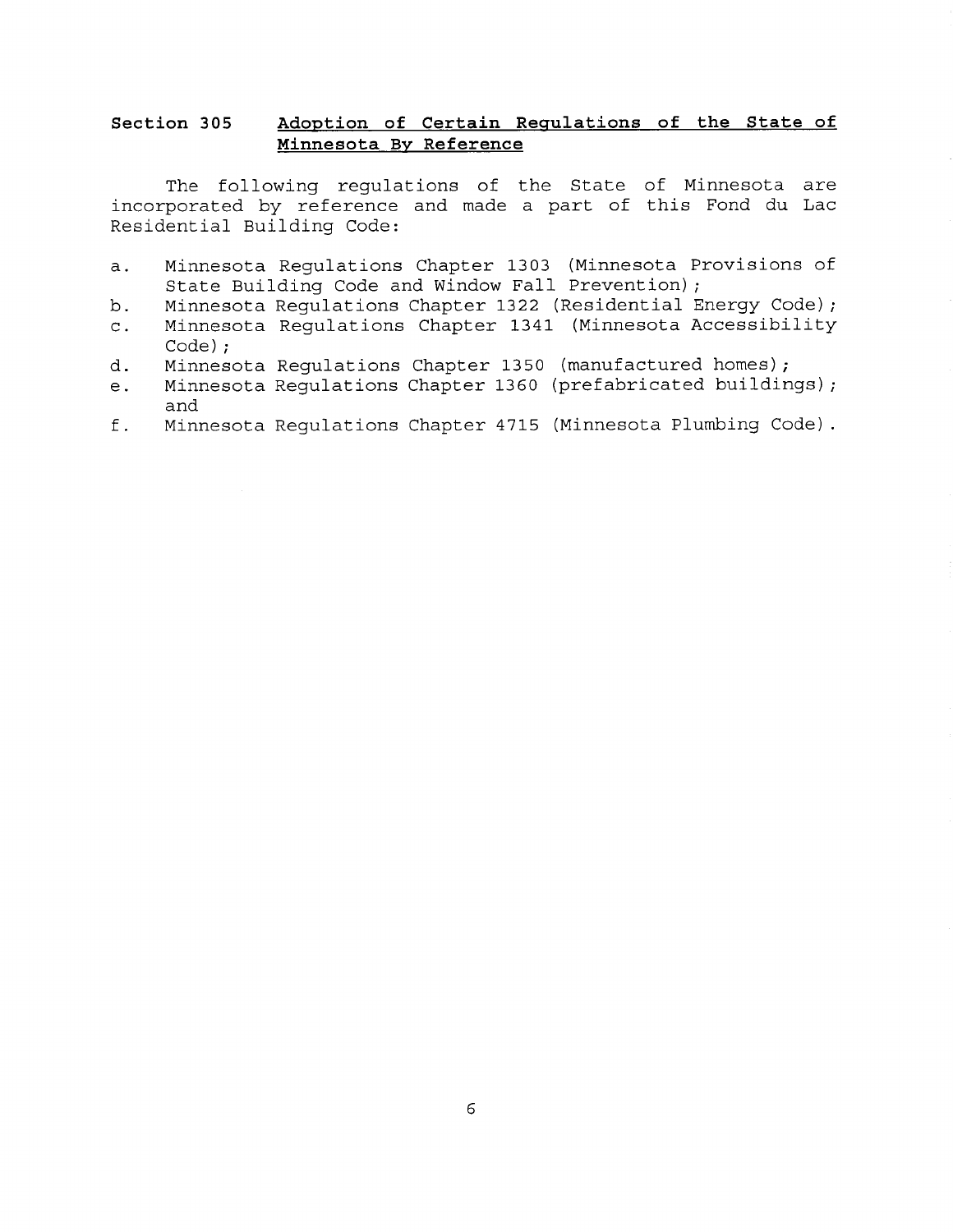## Section 305 Adoption of Certain Regulations of the State of Minnesota By Reference

The following regulations of the State of Minnesota are incorporated by reference and made a part of this Fond du Lac Residential Building Code:

a. Minnesota Regulations Chapter 1303 (Minnesota Provisions of State Building Code and Window Fall Prevention);
b. Minnesota Regulations Chapter 1322 (Residential Energy Code);
c. Minnesota Regulations Chapter 1341 (Minnesota Accessibility Code);
d. Minnesota Regulations Chapter 1350 (manufactured homes);
e. Minnesota Regulations Chapter 1360 (prefabricated buildings); and
f. Minnesota Regulations Chapter 4715 (Minnesota Plumbing Code).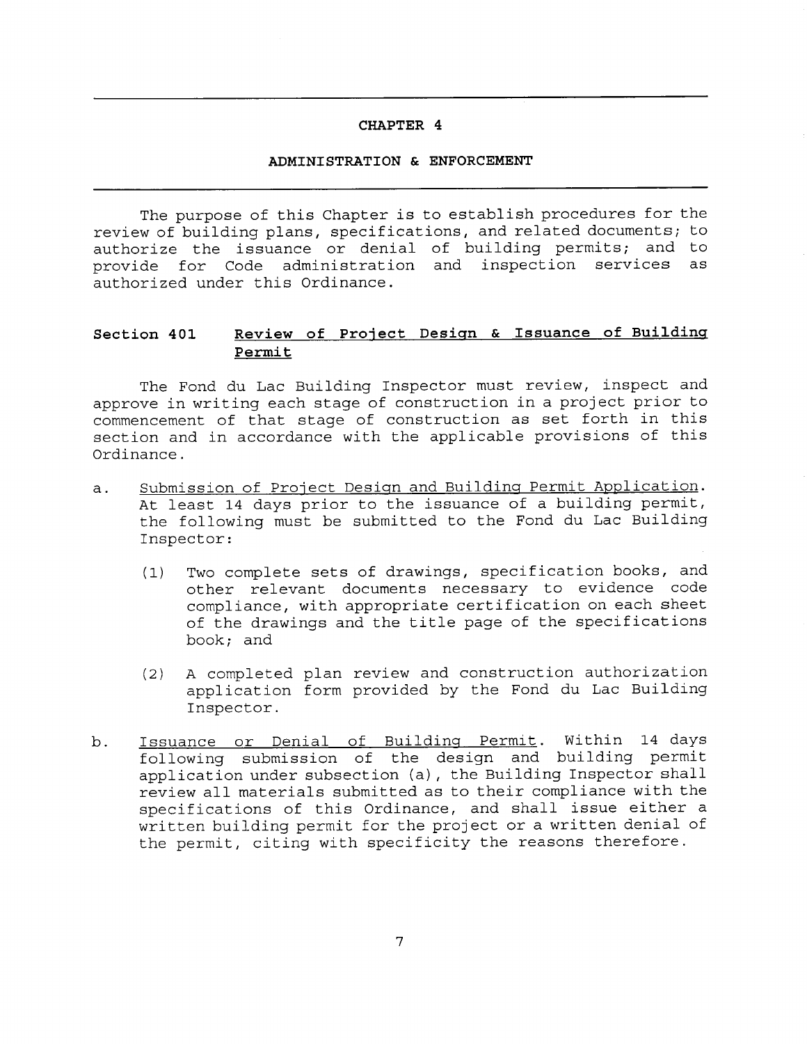# CHAPTER 4

## ADMINISTRATION & ENFORCEMENT

The purpose of this Chapter is to establish procedures for the review of building plans, specifications, and related documents; to authorize the issuance or denial of building permits; and to provide for Code administration and inspection services as authorized under this Ordinance.

### Section 401 Review of Project Design & Issuance of Building Permit

The Fond du Lac Building Inspector must review, inspect and approve in writing each stage of construction in a project prior to commencement of that stage of construction as set forth in this section and in accordance with the applicable provisions of this Ordinance.

a. Submission of Project Design and Building Permit Application. At least 14 days prior to the issuance of a building permit, the following must be submitted to the Fond du Lac Building Inspector:

    (1) Two complete sets of drawings, specification books, and other relevant documents necessary to evidence code compliance, with appropriate certification on each sheet of the drawings and the title page of the specifications book; and

    (2) A completed plan review and construction authorization application form provided by the Fond du Lac Building Inspector.

b. Issuance or Denial of Building Permit. Within 14 days following submission of the design and building permit application under subsection (a), the Building Inspector shall review all materials submitted as to their compliance with the specifications of this Ordinance, and shall issue either a written building permit for the project or a written denial of the permit, citing with specificity the reasons therefore.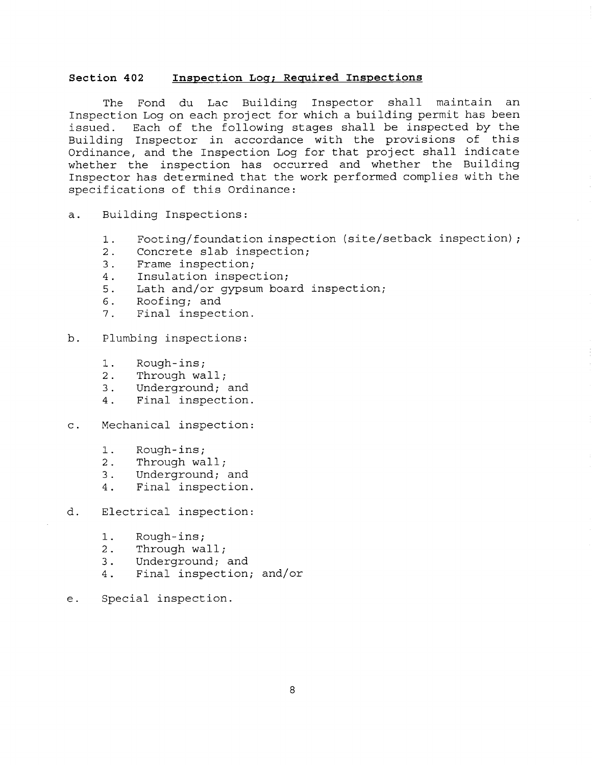## Section 402 Inspection Log; Required Inspections

The Fond du Lac Building Inspector shall maintain an Inspection Log on each project for which a building permit has been issued. Each of the following stages shall be inspected by the Building Inspector in accordance with the provisions of this Ordinance, and the Inspection Log for that project shall indicate whether the inspection has occurred and whether the Building Inspector has determined that the work performed complies with the specifications of this Ordinance:

a. Building Inspections:

   1. Footing/foundation inspection (site/setback inspection);
   2. Concrete slab inspection;
   3. Frame inspection;
   4. Insulation inspection;
   5. Lath and/or gypsum board inspection;
   6. Roofing; and
   7. Final inspection.

b. Plumbing inspections:

   1. Rough-ins;
   2. Through wall;
   3. Underground; and
   4. Final inspection.

c. Mechanical inspection:

   1. Rough-ins;
   2. Through wall;
   3. Underground; and
   4. Final inspection.

d. Electrical inspection:

   1. Rough-ins;
   2. Through wall;
   3. Underground; and
   4. Final inspection; and/or

e. Special inspection.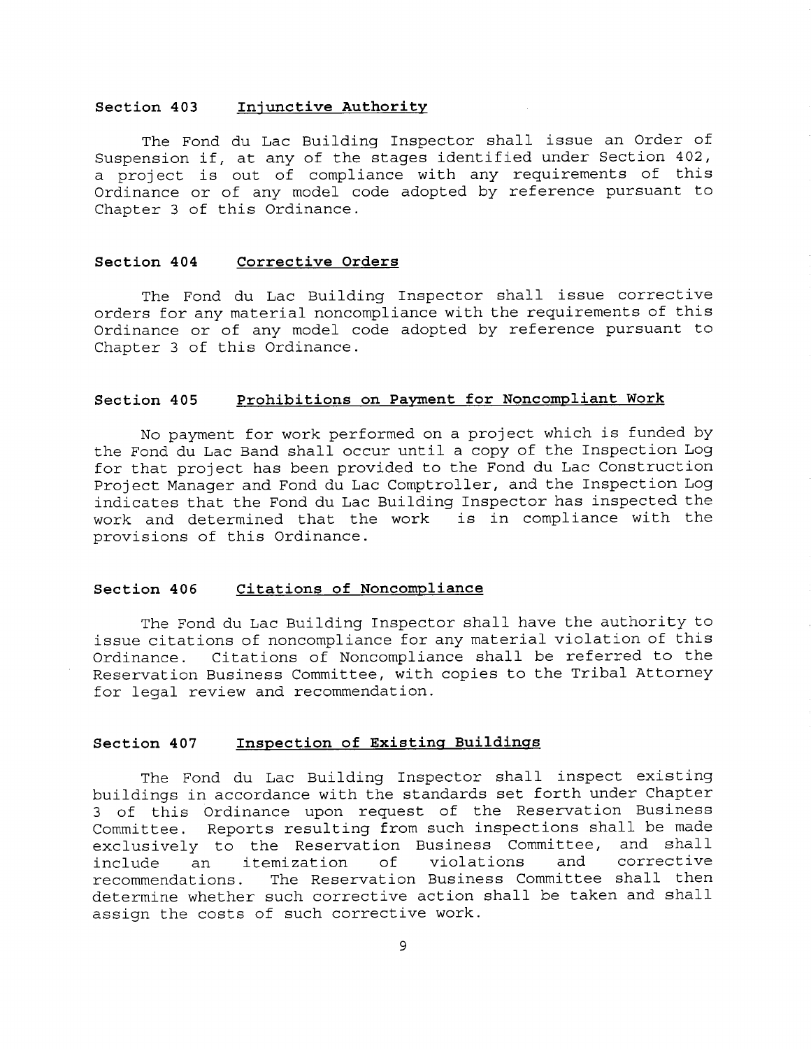### Section 403 Injunctive Authority

The Fond du Lac Building Inspector shall issue an Order of Suspension if, at any of the stages identified under Section 402, a project is out of compliance with any requirements of this Ordinance or of any model code adopted by reference pursuant to Chapter 3 of this Ordinance.

### Section 404 Corrective Orders

The Fond du Lac Building Inspector shall issue corrective orders for any material noncompliance with the requirements of this Ordinance or of any model code adopted by reference pursuant to Chapter 3 of this Ordinance.

### Section 405 Prohibitions on Payment for Noncompliant Work

No payment for work performed on a project which is funded by the Fond du Lac Band shall occur until a copy of the Inspection Log for that project has been provided to the Fond du Lac Construction Project Manager and Fond du Lac Comptroller, and the Inspection Log indicates that the Fond du Lac Building Inspector has inspected the work and determined that the work is in compliance with the provisions of this Ordinance.

### Section 406 Citations of Noncompliance

The Fond du Lac Building Inspector shall have the authority to issue citations of noncompliance for any material violation of this Ordinance. Citations of Noncompliance shall be referred to the Reservation Business Committee, with copies to the Tribal Attorney for legal review and recommendation.

### Section 407 Inspection of Existing Buildings

The Fond du Lac Building Inspector shall inspect existing buildings in accordance with the standards set forth under Chapter 3 of this Ordinance upon request of the Reservation Business Committee. Reports resulting from such inspections shall be made exclusively to the Reservation Business Committee, and shall include an itemization of violations and corrective recommendations. The Reservation Business Committee shall then determine whether such corrective action shall be taken and shall assign the costs of such corrective work.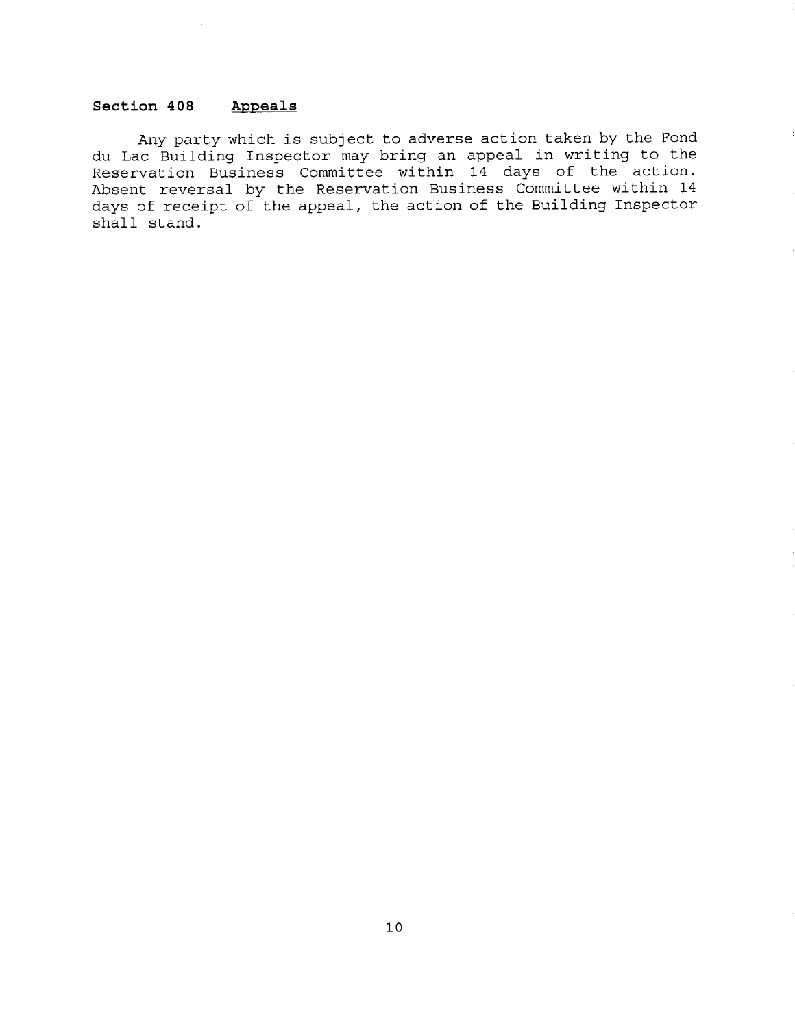**Section 408 Appeals**

Any party which is subject to adverse action taken by the Fond du Lac Building Inspector may bring an appeal in writing to the Reservation Business Committee within 14 days of the action. Absent reversal by the Reservation Business Committee within 14 days of receipt of the appeal, the action of the Building Inspector shall stand.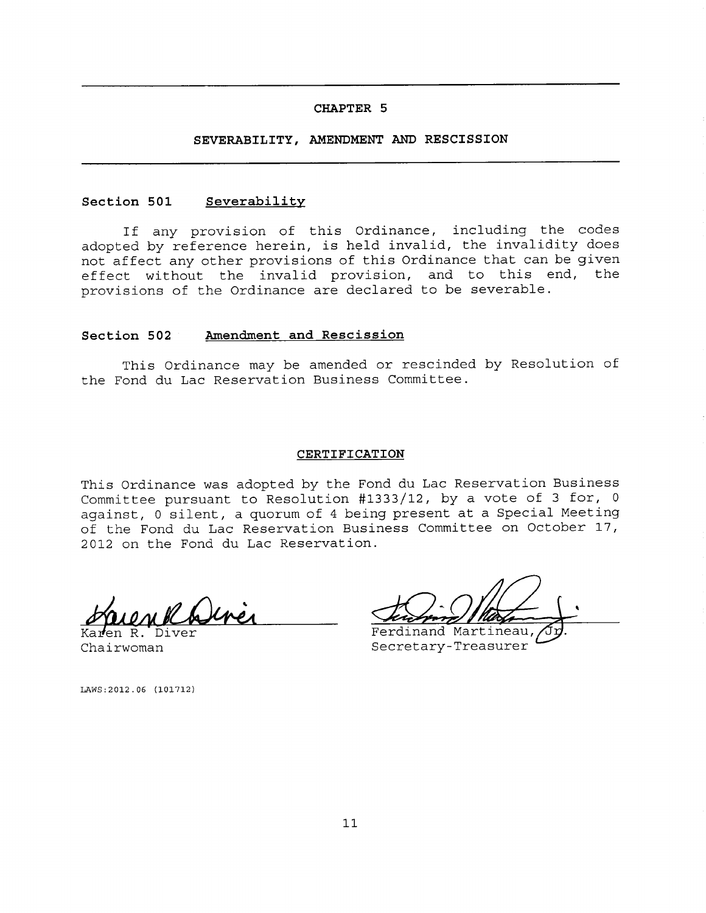## CHAPTER 5

## SEVERABILITY, AMENDMENT AND RESCISSION

### Section 501 Severability

If any provision of this Ordinance, including the codes adopted by reference herein, is held invalid, the invalidity does not affect any other provisions of this Ordinance that can be given effect without the invalid provision, and to this end, the provisions of the Ordinance are declared to be severable.

### Section 502 Amendment and Rescission

This Ordinance may be amended or rescinded by Resolution of the Fond du Lac Reservation Business Committee.

## CERTIFICATION

This Ordinance was adopted by the Fond du Lac Reservation Business Committee pursuant to Resolution #1333/12, by a vote of 3 for, 0 against, 0 silent, a quorum of 4 being present at a Special Meeting of the Fond du Lac Reservation Business Committee on October 17, 2012 on the Fond du Lac Reservation.

Karen R. Diver
Chairwoman

Ferdinand Martineau, Jr.
Secretary-Treasurer

LAWS:2012.06 (101712)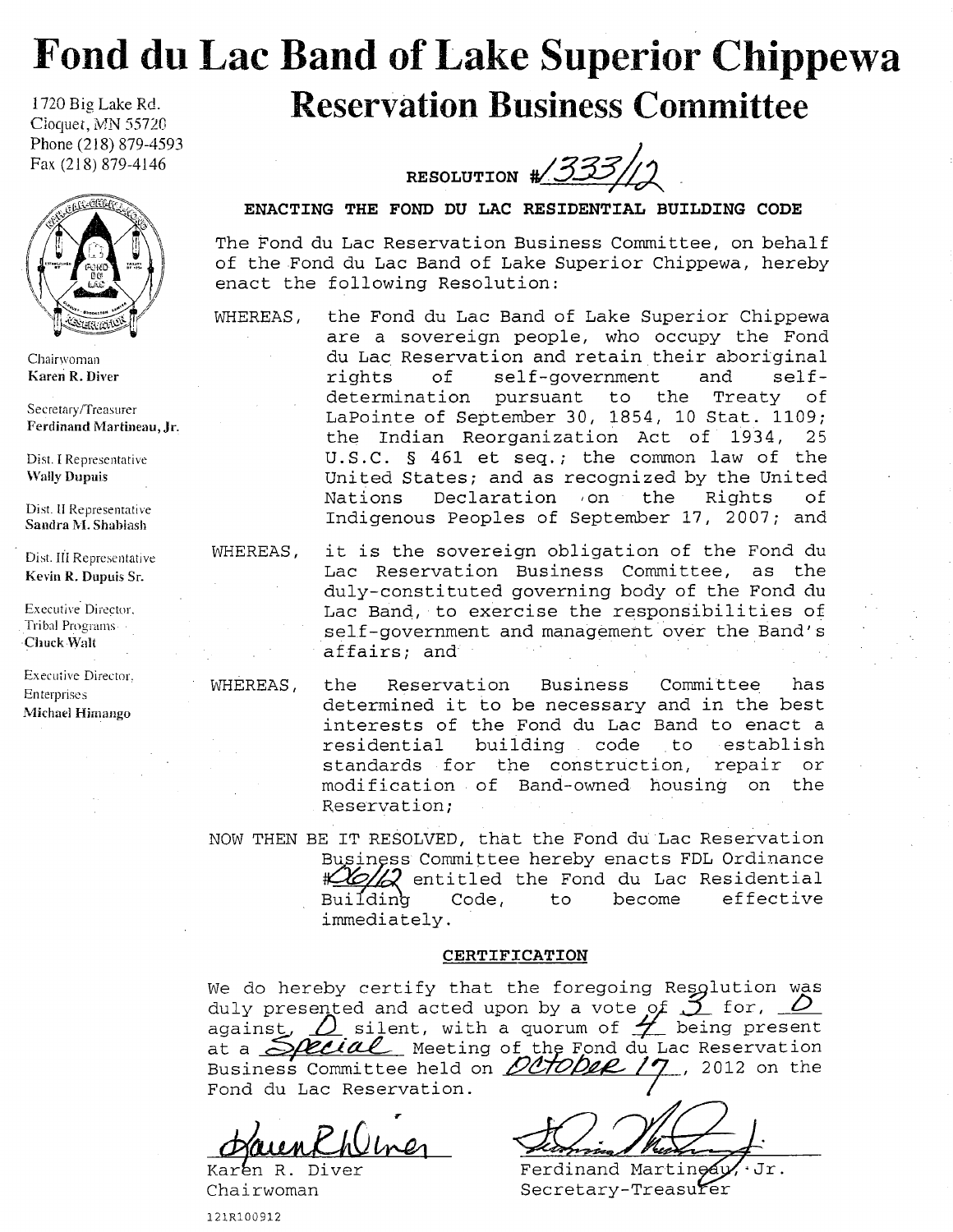# Fond du Lac Band of Lake Superior Chippewa

## Reservation Business Committee

1720 Big Lake Rd.
Cloquet, MN 55720
Phone (218) 879-4593
Fax (218) 879-4146

Chairwoman
**Karen R. Diver**

Secretary/Treasurer
**Ferdinand Martineau, Jr.**

Dist. I Representative
**Wally Dupuis**

Dist. II Representative
**Sandra M. Shabiash**

Dist. III Representative
**Kevin R. Dupuis Sr.**

Executive Director,
Tribal Programs
**Chuck Walt**

Executive Director,
Enterprises
**Michael Himango**

RESOLUTION #1333/12

**ENACTING THE FOND DU LAC RESIDENTIAL BUILDING CODE**

The Fond du Lac Reservation Business Committee, on behalf of the Fond du Lac Band of Lake Superior Chippewa, hereby enact the following Resolution:

WHEREAS, the Fond du Lac Band of Lake Superior Chippewa are a sovereign people, who occupy the Fond du Lac Reservation and retain their aboriginal rights of self-government and self-determination pursuant to the Treaty of LaPointe of September 30, 1854, 10 Stat. 1109; the Indian Reorganization Act of 1934, 25 U.S.C. § 461 et seq.; the common law of the United States; and as recognized by the United Nations Declaration on the Rights of Indigenous Peoples of September 17, 2007; and

WHEREAS, it is the sovereign obligation of the Fond du Lac Reservation Business Committee, as the duly-constituted governing body of the Fond du Lac Band, to exercise the responsibilities of self-government and management over the Band's affairs; and

WHEREAS, the Reservation Business Committee has determined it to be necessary and in the best interests of the Fond du Lac Band to enact a residential building code to establish standards for the construction, repair or modification of Band-owned housing on the Reservation;

NOW THEN BE IT RESOLVED, that the Fond du Lac Reservation Business Committee hereby enacts FDL Ordinance #06/12 entitled the Fond du Lac Residential Building Code, to become effective immediately.

**CERTIFICATION**

We do hereby certify that the foregoing Resolution was duly presented and acted upon by a vote of 3 for, 0 against, 0 silent, with a quorum of 4 being present at a Special Meeting of the Fond du Lac Reservation Business Committee held on October 17, 2012 on the Fond du Lac Reservation.

Karen R. Diver
Chairwoman

Ferdinand Martineau, Jr.
Secretary-Treasurer

121R100912